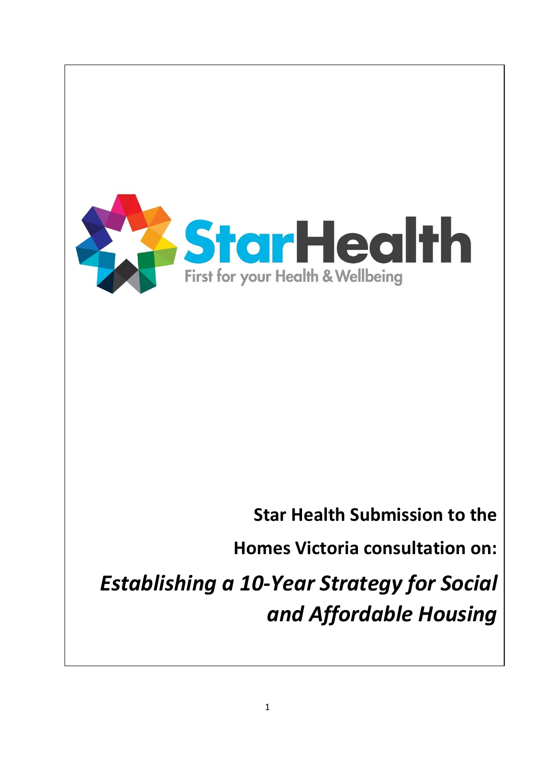StarHealth

First for your Health & Wellbeing

**Star Health Submission to the**

**Homes Victoria consultation on:**

***Establishing a 10-Year Strategy for Social and Affordable Housing***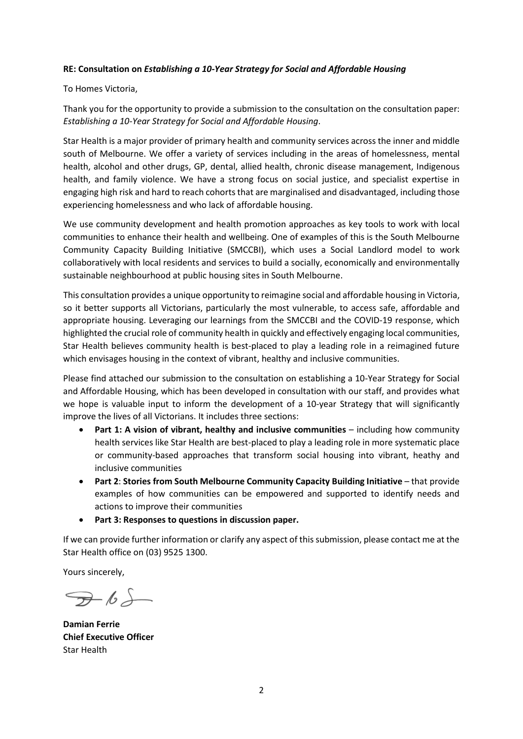**RE: Consultation on *Establishing a 10-Year Strategy for Social and Affordable Housing***

To Homes Victoria,

Thank you for the opportunity to provide a submission to the consultation on the consultation paper: *Establishing a 10-Year Strategy for Social and Affordable Housing*.

Star Health is a major provider of primary health and community services across the inner and middle south of Melbourne. We offer a variety of services including in the areas of homelessness, mental health, alcohol and other drugs, GP, dental, allied health, chronic disease management, Indigenous health, and family violence. We have a strong focus on social justice, and specialist expertise in engaging high risk and hard to reach cohorts that are marginalised and disadvantaged, including those experiencing homelessness and who lack of affordable housing.

We use community development and health promotion approaches as key tools to work with local communities to enhance their health and wellbeing. One of examples of this is the South Melbourne Community Capacity Building Initiative (SMCCBI), which uses a Social Landlord model to work collaboratively with local residents and services to build a socially, economically and environmentally sustainable neighbourhood at public housing sites in South Melbourne.

This consultation provides a unique opportunity to reimagine social and affordable housing in Victoria, so it better supports all Victorians, particularly the most vulnerable, to access safe, affordable and appropriate housing. Leveraging our learnings from the SMCCBI and the COVID-19 response, which highlighted the crucial role of community health in quickly and effectively engaging local communities, Star Health believes community health is best-placed to play a leading role in a reimagined future which envisages housing in the context of vibrant, healthy and inclusive communities.

Please find attached our submission to the consultation on establishing a 10-Year Strategy for Social and Affordable Housing, which has been developed in consultation with our staff, and provides what we hope is valuable input to inform the development of a 10-year Strategy that will significantly improve the lives of all Victorians. It includes three sections:

- **Part 1: A vision of vibrant, healthy and inclusive communities** – including how community health services like Star Health are best-placed to play a leading role in more systematic place or community-based approaches that transform social housing into vibrant, heathy and inclusive communities
- **Part 2**: **Stories from South Melbourne Community Capacity Building Initiative** – that provide examples of how communities can be empowered and supported to identify needs and actions to improve their communities
- **Part 3: Responses to questions in discussion paper.**

If we can provide further information or clarify any aspect of this submission, please contact me at the Star Health office on (03) 9525 1300.

Yours sincerely,

**Damian Ferrie**
**Chief Executive Officer**
Star Health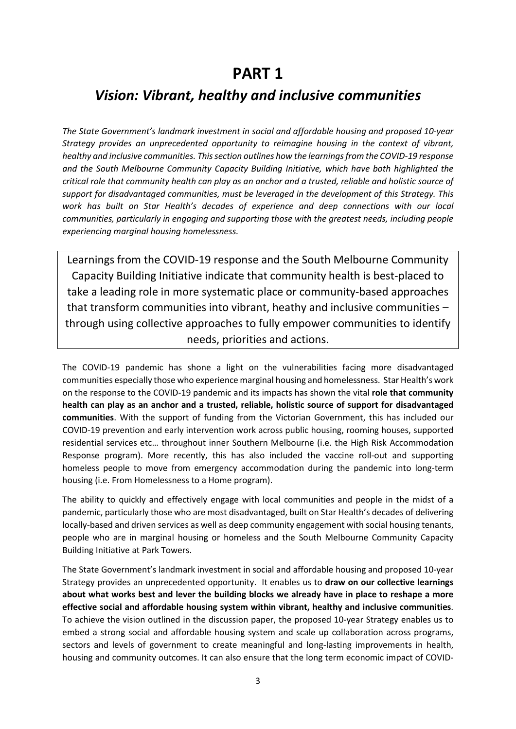# PART 1

## *Vision: Vibrant, healthy and inclusive communities*

*The State Government's landmark investment in social and affordable housing and proposed 10-year Strategy provides an unprecedented opportunity to reimagine housing in the context of vibrant, healthy and inclusive communities. This section outlines how the learnings from the COVID-19 response and the South Melbourne Community Capacity Building Initiative, which have both highlighted the critical role that community health can play as an anchor and a trusted, reliable and holistic source of support for disadvantaged communities, must be leveraged in the development of this Strategy. This work has built on Star Health's decades of experience and deep connections with our local communities, particularly in engaging and supporting those with the greatest needs, including people experiencing marginal housing homelessness.*

> Learnings from the COVID-19 response and the South Melbourne Community Capacity Building Initiative indicate that community health is best-placed to take a leading role in more systematic place or community-based approaches that transform communities into vibrant, heathy and inclusive communities – through using collective approaches to fully empower communities to identify needs, priorities and actions.

The COVID-19 pandemic has shone a light on the vulnerabilities facing more disadvantaged communities especially those who experience marginal housing and homelessness. Star Health's work on the response to the COVID-19 pandemic and its impacts has shown the vital **role that community health can play as an anchor and a trusted, reliable, holistic source of support for disadvantaged communities**. With the support of funding from the Victorian Government, this has included our COVID-19 prevention and early intervention work across public housing, rooming houses, supported residential services etc… throughout inner Southern Melbourne (i.e. the High Risk Accommodation Response program). More recently, this has also included the vaccine roll-out and supporting homeless people to move from emergency accommodation during the pandemic into long-term housing (i.e. From Homelessness to a Home program).

The ability to quickly and effectively engage with local communities and people in the midst of a pandemic, particularly those who are most disadvantaged, built on Star Health's decades of delivering locally-based and driven services as well as deep community engagement with social housing tenants, people who are in marginal housing or homeless and the South Melbourne Community Capacity Building Initiative at Park Towers.

The State Government's landmark investment in social and affordable housing and proposed 10-year Strategy provides an unprecedented opportunity. It enables us to **draw on our collective learnings about what works best and lever the building blocks we already have in place to reshape a more effective social and affordable housing system within vibrant, healthy and inclusive communities**. To achieve the vision outlined in the discussion paper, the proposed 10-year Strategy enables us to embed a strong social and affordable housing system and scale up collaboration across programs, sectors and levels of government to create meaningful and long-lasting improvements in health, housing and community outcomes. It can also ensure that the long term economic impact of COVID-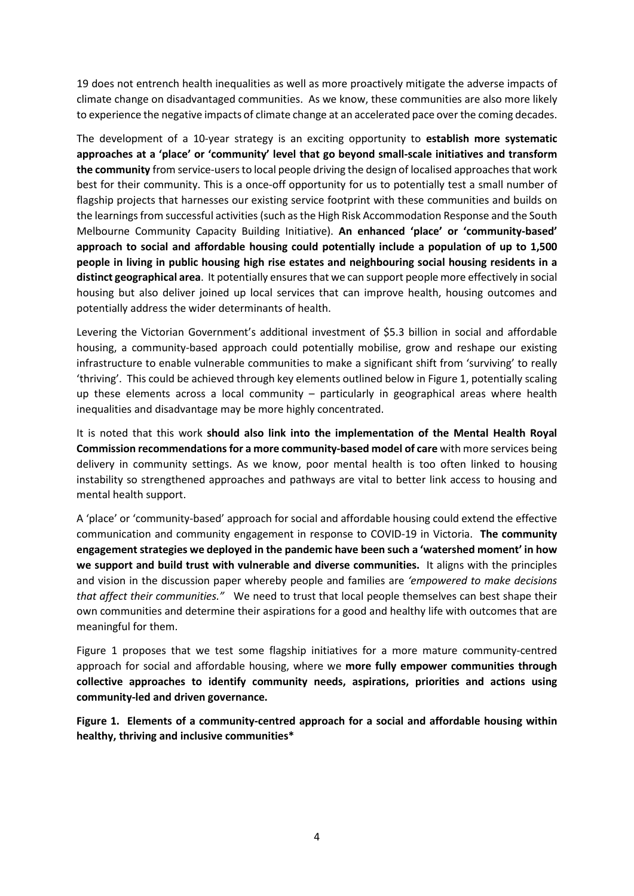19 does not entrench health inequalities as well as more proactively mitigate the adverse impacts of climate change on disadvantaged communities. As we know, these communities are also more likely to experience the negative impacts of climate change at an accelerated pace over the coming decades.

The development of a 10-year strategy is an exciting opportunity to **establish more systematic approaches at a 'place' or 'community' level that go beyond small-scale initiatives and transform the community** from service-users to local people driving the design of localised approaches that work best for their community. This is a once-off opportunity for us to potentially test a small number of flagship projects that harnesses our existing service footprint with these communities and builds on the learnings from successful activities (such as the High Risk Accommodation Response and the South Melbourne Community Capacity Building Initiative). **An enhanced 'place' or 'community-based' approach to social and affordable housing could potentially include a population of up to 1,500 people in living in public housing high rise estates and neighbouring social housing residents in a distinct geographical area**. It potentially ensures that we can support people more effectively in social housing but also deliver joined up local services that can improve health, housing outcomes and potentially address the wider determinants of health.

Levering the Victorian Government's additional investment of $5.3 billion in social and affordable housing, a community-based approach could potentially mobilise, grow and reshape our existing infrastructure to enable vulnerable communities to make a significant shift from 'surviving' to really 'thriving'. This could be achieved through key elements outlined below in Figure 1, potentially scaling up these elements across a local community – particularly in geographical areas where health inequalities and disadvantage may be more highly concentrated.

It is noted that this work **should also link into the implementation of the Mental Health Royal Commission recommendations for a more community-based model of care** with more services being delivery in community settings. As we know, poor mental health is too often linked to housing instability so strengthened approaches and pathways are vital to better link access to housing and mental health support.

A 'place' or 'community-based' approach for social and affordable housing could extend the effective communication and community engagement in response to COVID-19 in Victoria. **The community engagement strategies we deployed in the pandemic have been such a 'watershed moment' in how we support and build trust with vulnerable and diverse communities.** It aligns with the principles and vision in the discussion paper whereby people and families are *'empowered to make decisions that affect their communities."* We need to trust that local people themselves can best shape their own communities and determine their aspirations for a good and healthy life with outcomes that are meaningful for them.

Figure 1 proposes that we test some flagship initiatives for a more mature community-centred approach for social and affordable housing, where we **more fully empower communities through collective approaches to identify community needs, aspirations, priorities and actions using community-led and driven governance.**

**Figure 1. Elements of a community-centred approach for a social and affordable housing within healthy, thriving and inclusive communities***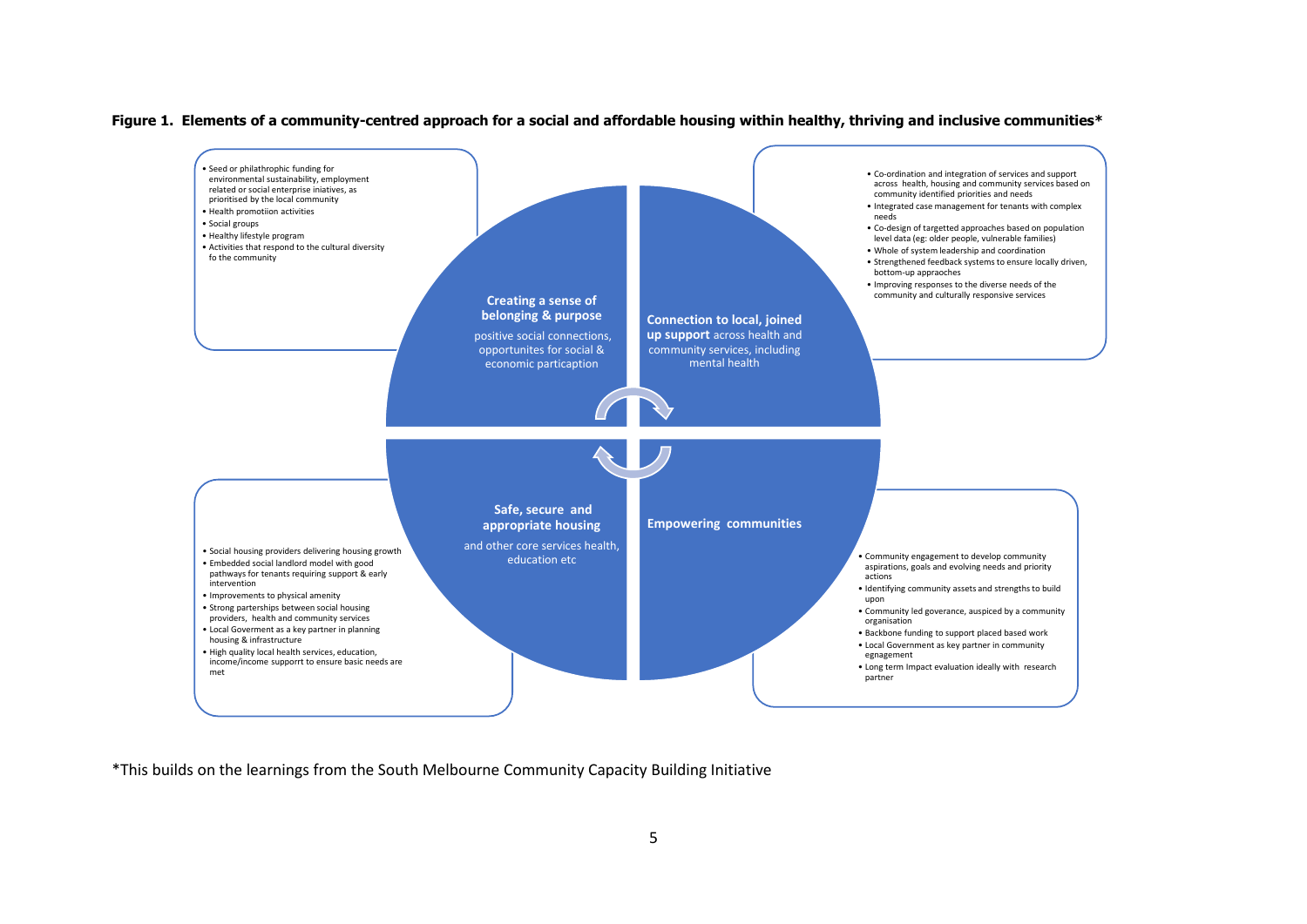**Figure 1. Elements of a community-centred approach for a social and affordable housing within healthy, thriving and inclusive communities***

- Seed or philathrophic funding for environmental sustainability, employment related or social enterprise iniatives, as prioritised by the local community
- Health promotiion activities
- Social groups
- Healthy lifestyle program
- Activities that respond to the cultural diversity fo the community

**Creating a sense of belonging & purpose**

positive social connections, opportunites for social & economic particaption

**Connection to local, joined up support** across health and community services, including mental health

- Co-ordination and integration of services and support across health, housing and community services based on community identified priorities and needs
- Integrated case management for tenants with complex needs
- Co-design of targetted approaches based on population level data (eg: older people, vulnerable families)
- Whole of system leadership and coordination
- Strengthened feedback systems to ensure locally driven, bottom-up appraoches
- Improving responses to the diverse needs of the community and culturally responsive services

**Safe, secure and appropriate housing**

and other core services health, education etc

- Social housing providers delivering housing growth
- Embedded social landlord model with good pathways for tenants requiring support & early intervention
- Improvements to physical amenity
- Strong parterships between social housing providers, health and community services
- Local Goverment as a key partner in planning housing & infrastructure
- High quality local health services, education, income/income supporrt to ensure basic needs are met

**Empowering communities**

- Community engagement to develop community aspirations, goals and evolving needs and priority actions
- Identifying community assets and strengths to build upon
- Community led goverance, auspiced by a community organisation
- Backbone funding to support placed based work
- Local Government as key partner in community egnagement
- Long term Impact evaluation ideally with research partner

*This builds on the learnings from the South Melbourne Community Capacity Building Initiative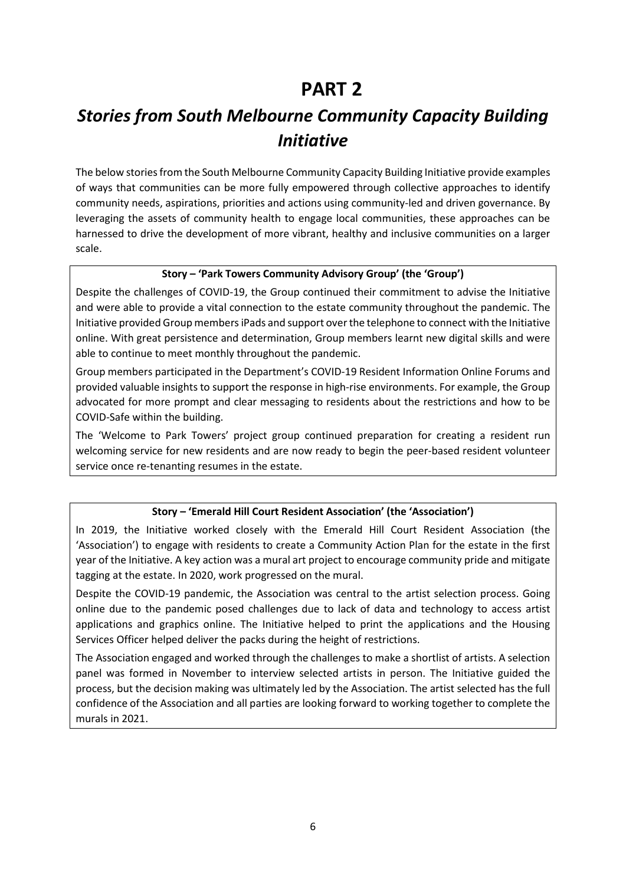# PART 2

## *Stories from South Melbourne Community Capacity Building Initiative*

The below stories from the South Melbourne Community Capacity Building Initiative provide examples of ways that communities can be more fully empowered through collective approaches to identify community needs, aspirations, priorities and actions using community-led and driven governance. By leveraging the assets of community health to engage local communities, these approaches can be harnessed to drive the development of more vibrant, healthy and inclusive communities on a larger scale.

**Story – 'Park Towers Community Advisory Group' (the 'Group')**

Despite the challenges of COVID-19, the Group continued their commitment to advise the Initiative and were able to provide a vital connection to the estate community throughout the pandemic. The Initiative provided Group members iPads and support over the telephone to connect with the Initiative online. With great persistence and determination, Group members learnt new digital skills and were able to continue to meet monthly throughout the pandemic.

Group members participated in the Department's COVID-19 Resident Information Online Forums and provided valuable insights to support the response in high-rise environments. For example, the Group advocated for more prompt and clear messaging to residents about the restrictions and how to be COVID-Safe within the building.

The 'Welcome to Park Towers' project group continued preparation for creating a resident run welcoming service for new residents and are now ready to begin the peer-based resident volunteer service once re-tenanting resumes in the estate.

**Story – 'Emerald Hill Court Resident Association' (the 'Association')**

In 2019, the Initiative worked closely with the Emerald Hill Court Resident Association (the 'Association') to engage with residents to create a Community Action Plan for the estate in the first year of the Initiative. A key action was a mural art project to encourage community pride and mitigate tagging at the estate. In 2020, work progressed on the mural.

Despite the COVID-19 pandemic, the Association was central to the artist selection process. Going online due to the pandemic posed challenges due to lack of data and technology to access artist applications and graphics online. The Initiative helped to print the applications and the Housing Services Officer helped deliver the packs during the height of restrictions.

The Association engaged and worked through the challenges to make a shortlist of artists. A selection panel was formed in November to interview selected artists in person. The Initiative guided the process, but the decision making was ultimately led by the Association. The artist selected has the full confidence of the Association and all parties are looking forward to working together to complete the murals in 2021.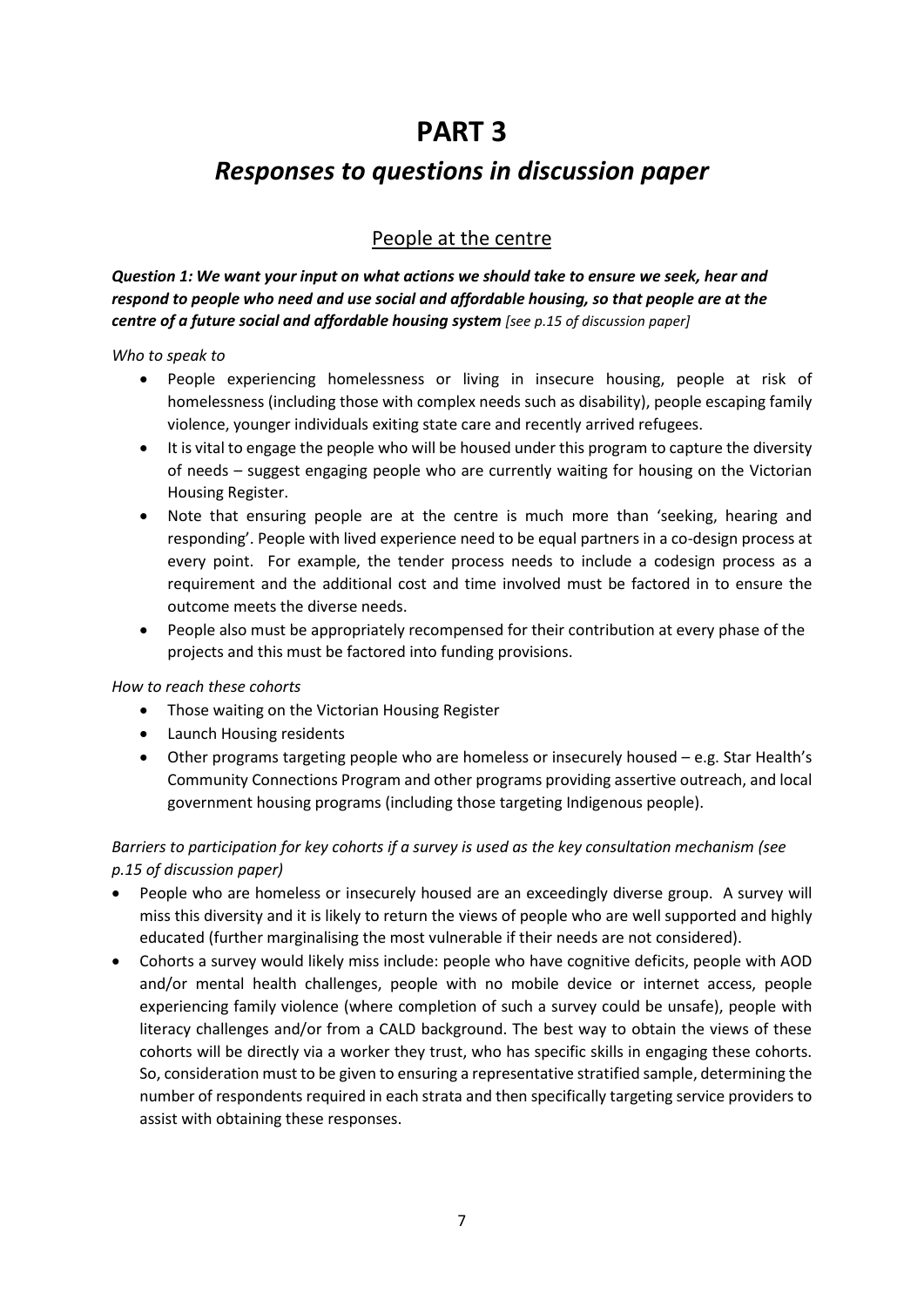# PART 3

## *Responses to questions in discussion paper*

### People at the centre

***Question 1: We want your input on what actions we should take to ensure we seek, hear and respond to people who need and use social and affordable housing, so that people are at the centre of a future social and affordable housing system*** *[see p.15 of discussion paper]*

*Who to speak to*

- People experiencing homelessness or living in insecure housing, people at risk of homelessness (including those with complex needs such as disability), people escaping family violence, younger individuals exiting state care and recently arrived refugees.
- It is vital to engage the people who will be housed under this program to capture the diversity of needs – suggest engaging people who are currently waiting for housing on the Victorian Housing Register.
- Note that ensuring people are at the centre is much more than 'seeking, hearing and responding'. People with lived experience need to be equal partners in a co-design process at every point. For example, the tender process needs to include a codesign process as a requirement and the additional cost and time involved must be factored in to ensure the outcome meets the diverse needs.
- People also must be appropriately recompensed for their contribution at every phase of the projects and this must be factored into funding provisions.

*How to reach these cohorts*

- Those waiting on the Victorian Housing Register
- Launch Housing residents
- Other programs targeting people who are homeless or insecurely housed – e.g. Star Health's Community Connections Program and other programs providing assertive outreach, and local government housing programs (including those targeting Indigenous people).

*Barriers to participation for key cohorts if a survey is used as the key consultation mechanism (see p.15 of discussion paper)*

- People who are homeless or insecurely housed are an exceedingly diverse group. A survey will miss this diversity and it is likely to return the views of people who are well supported and highly educated (further marginalising the most vulnerable if their needs are not considered).
- Cohorts a survey would likely miss include: people who have cognitive deficits, people with AOD and/or mental health challenges, people with no mobile device or internet access, people experiencing family violence (where completion of such a survey could be unsafe), people with literacy challenges and/or from a CALD background. The best way to obtain the views of these cohorts will be directly via a worker they trust, who has specific skills in engaging these cohorts. So, consideration must to be given to ensuring a representative stratified sample, determining the number of respondents required in each strata and then specifically targeting service providers to assist with obtaining these responses.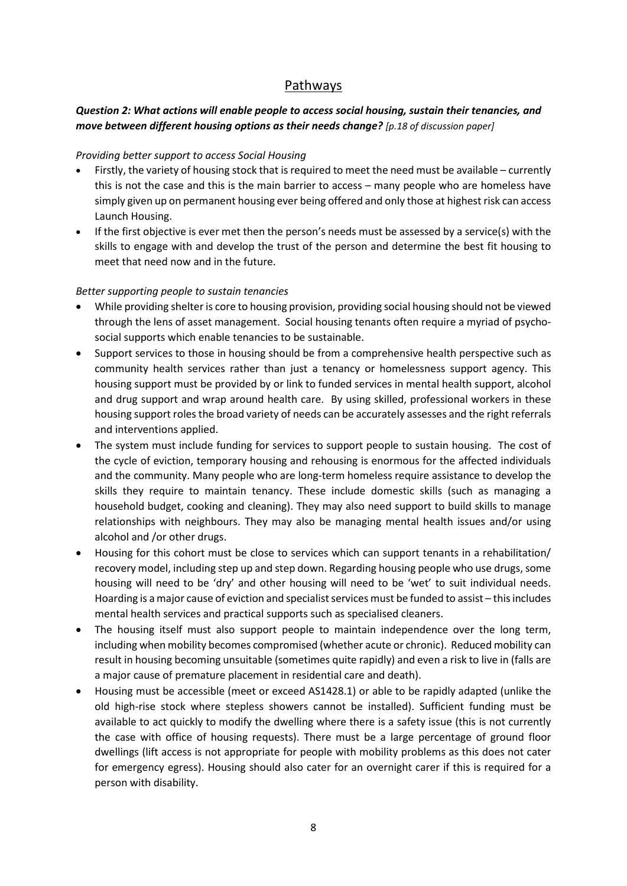## Pathways

***Question 2: What actions will enable people to access social housing, sustain their tenancies, and move between different housing options as their needs change?*** *[p.18 of discussion paper]*

*Providing better support to access Social Housing*

- Firstly, the variety of housing stock that is required to meet the need must be available – currently this is not the case and this is the main barrier to access – many people who are homeless have simply given up on permanent housing ever being offered and only those at highest risk can access Launch Housing.
- If the first objective is ever met then the person's needs must be assessed by a service(s) with the skills to engage with and develop the trust of the person and determine the best fit housing to meet that need now and in the future.

*Better supporting people to sustain tenancies*

- While providing shelter is core to housing provision, providing social housing should not be viewed through the lens of asset management. Social housing tenants often require a myriad of psycho-social supports which enable tenancies to be sustainable.
- Support services to those in housing should be from a comprehensive health perspective such as community health services rather than just a tenancy or homelessness support agency. This housing support must be provided by or link to funded services in mental health support, alcohol and drug support and wrap around health care. By using skilled, professional workers in these housing support roles the broad variety of needs can be accurately assesses and the right referrals and interventions applied.
- The system must include funding for services to support people to sustain housing. The cost of the cycle of eviction, temporary housing and rehousing is enormous for the affected individuals and the community. Many people who are long-term homeless require assistance to develop the skills they require to maintain tenancy. These include domestic skills (such as managing a household budget, cooking and cleaning). They may also need support to build skills to manage relationships with neighbours. They may also be managing mental health issues and/or using alcohol and /or other drugs.
- Housing for this cohort must be close to services which can support tenants in a rehabilitation/ recovery model, including step up and step down. Regarding housing people who use drugs, some housing will need to be 'dry' and other housing will need to be 'wet' to suit individual needs. Hoarding is a major cause of eviction and specialist services must be funded to assist – this includes mental health services and practical supports such as specialised cleaners.
- The housing itself must also support people to maintain independence over the long term, including when mobility becomes compromised (whether acute or chronic). Reduced mobility can result in housing becoming unsuitable (sometimes quite rapidly) and even a risk to live in (falls are a major cause of premature placement in residential care and death).
- Housing must be accessible (meet or exceed AS1428.1) or able to be rapidly adapted (unlike the old high-rise stock where stepless showers cannot be installed). Sufficient funding must be available to act quickly to modify the dwelling where there is a safety issue (this is not currently the case with office of housing requests). There must be a large percentage of ground floor dwellings (lift access is not appropriate for people with mobility problems as this does not cater for emergency egress). Housing should also cater for an overnight carer if this is required for a person with disability.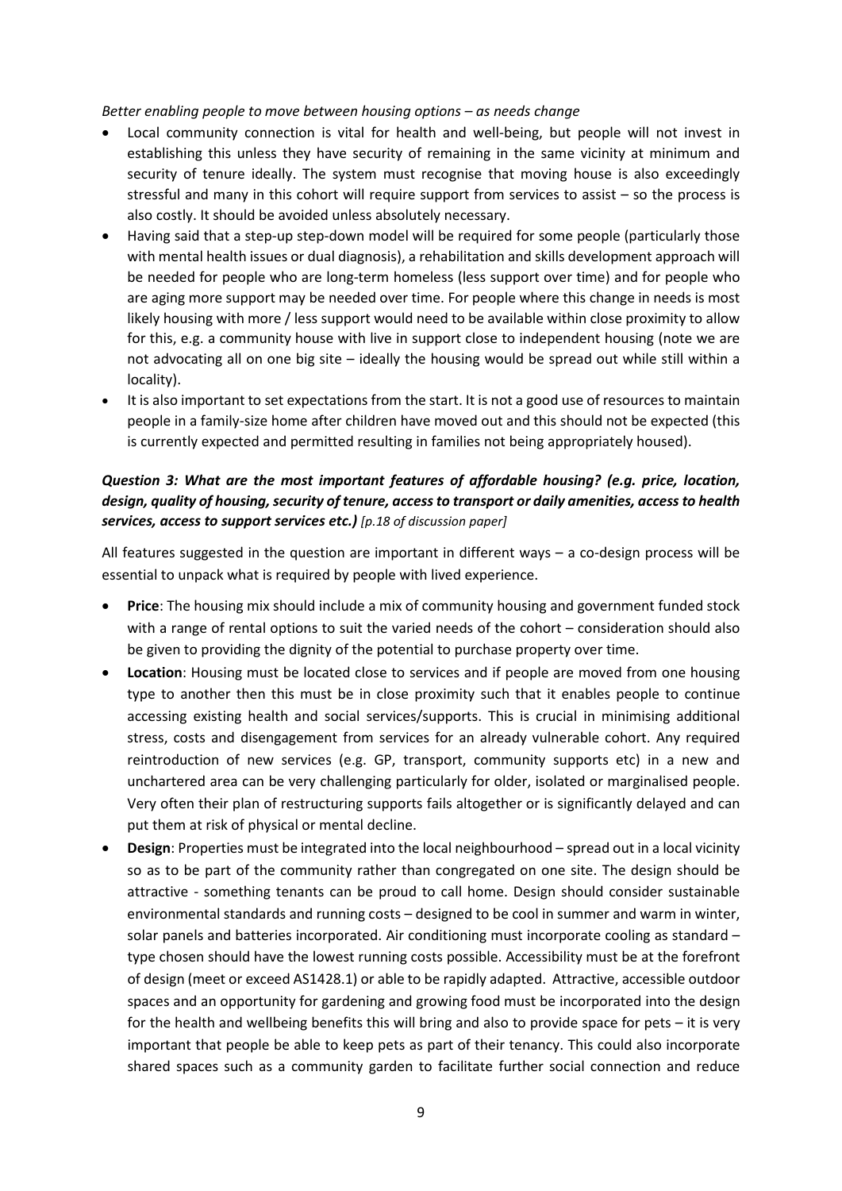*Better enabling people to move between housing options – as needs change*

- Local community connection is vital for health and well-being, but people will not invest in establishing this unless they have security of remaining in the same vicinity at minimum and security of tenure ideally. The system must recognise that moving house is also exceedingly stressful and many in this cohort will require support from services to assist – so the process is also costly. It should be avoided unless absolutely necessary.
- Having said that a step-up step-down model will be required for some people (particularly those with mental health issues or dual diagnosis), a rehabilitation and skills development approach will be needed for people who are long-term homeless (less support over time) and for people who are aging more support may be needed over time. For people where this change in needs is most likely housing with more / less support would need to be available within close proximity to allow for this, e.g. a community house with live in support close to independent housing (note we are not advocating all on one big site – ideally the housing would be spread out while still within a locality).
- It is also important to set expectations from the start. It is not a good use of resources to maintain people in a family-size home after children have moved out and this should not be expected (this is currently expected and permitted resulting in families not being appropriately housed).

***Question 3: What are the most important features of affordable housing? (e.g. price, location, design, quality of housing, security of tenure, access to transport or daily amenities, access to health services, access to support services etc.)*** *[p.18 of discussion paper]*

All features suggested in the question are important in different ways – a co-design process will be essential to unpack what is required by people with lived experience.

- **Price**: The housing mix should include a mix of community housing and government funded stock with a range of rental options to suit the varied needs of the cohort – consideration should also be given to providing the dignity of the potential to purchase property over time.
- **Location**: Housing must be located close to services and if people are moved from one housing type to another then this must be in close proximity such that it enables people to continue accessing existing health and social services/supports. This is crucial in minimising additional stress, costs and disengagement from services for an already vulnerable cohort. Any required reintroduction of new services (e.g. GP, transport, community supports etc) in a new and unchartered area can be very challenging particularly for older, isolated or marginalised people. Very often their plan of restructuring supports fails altogether or is significantly delayed and can put them at risk of physical or mental decline.
- **Design**: Properties must be integrated into the local neighbourhood – spread out in a local vicinity so as to be part of the community rather than congregated on one site. The design should be attractive - something tenants can be proud to call home. Design should consider sustainable environmental standards and running costs – designed to be cool in summer and warm in winter, solar panels and batteries incorporated. Air conditioning must incorporate cooling as standard – type chosen should have the lowest running costs possible. Accessibility must be at the forefront of design (meet or exceed AS1428.1) or able to be rapidly adapted. Attractive, accessible outdoor spaces and an opportunity for gardening and growing food must be incorporated into the design for the health and wellbeing benefits this will bring and also to provide space for pets – it is very important that people be able to keep pets as part of their tenancy. This could also incorporate shared spaces such as a community garden to facilitate further social connection and reduce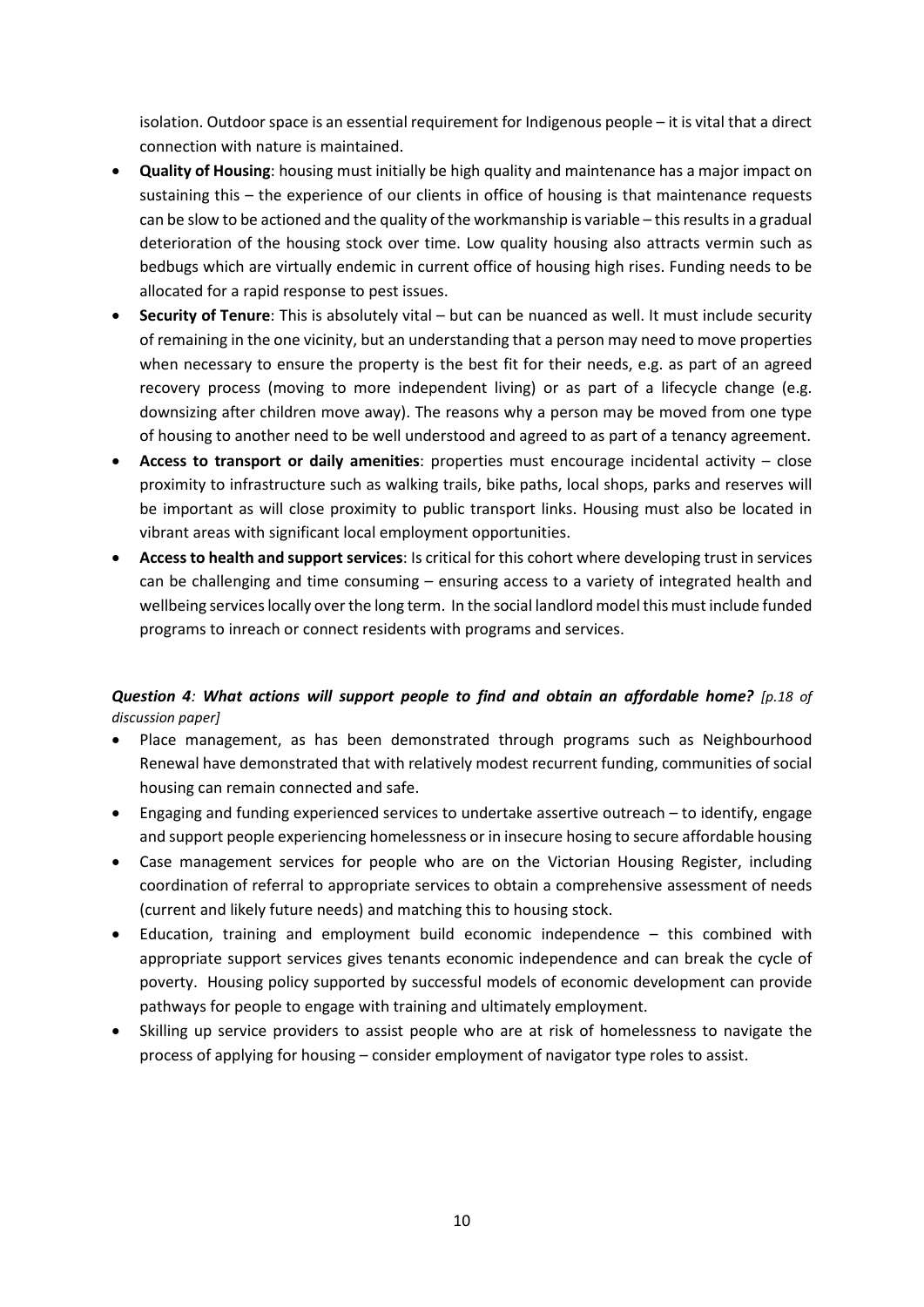isolation. Outdoor space is an essential requirement for Indigenous people – it is vital that a direct connection with nature is maintained.

- **Quality of Housing**: housing must initially be high quality and maintenance has a major impact on sustaining this – the experience of our clients in office of housing is that maintenance requests can be slow to be actioned and the quality of the workmanship is variable – this results in a gradual deterioration of the housing stock over time. Low quality housing also attracts vermin such as bedbugs which are virtually endemic in current office of housing high rises. Funding needs to be allocated for a rapid response to pest issues.
- **Security of Tenure**: This is absolutely vital – but can be nuanced as well. It must include security of remaining in the one vicinity, but an understanding that a person may need to move properties when necessary to ensure the property is the best fit for their needs, e.g. as part of an agreed recovery process (moving to more independent living) or as part of a lifecycle change (e.g. downsizing after children move away). The reasons why a person may be moved from one type of housing to another need to be well understood and agreed to as part of a tenancy agreement.
- **Access to transport or daily amenities**: properties must encourage incidental activity – close proximity to infrastructure such as walking trails, bike paths, local shops, parks and reserves will be important as will close proximity to public transport links. Housing must also be located in vibrant areas with significant local employment opportunities.
- **Access to health and support services**: Is critical for this cohort where developing trust in services can be challenging and time consuming – ensuring access to a variety of integrated health and wellbeing services locally over the long term. In the social landlord model this must include funded programs to inreach or connect residents with programs and services.

***Question 4**: **What actions will support people to find and obtain an affordable home?*** *[p.18 of discussion paper]*

- Place management, as has been demonstrated through programs such as Neighbourhood Renewal have demonstrated that with relatively modest recurrent funding, communities of social housing can remain connected and safe.
- Engaging and funding experienced services to undertake assertive outreach – to identify, engage and support people experiencing homelessness or in insecure hosing to secure affordable housing
- Case management services for people who are on the Victorian Housing Register, including coordination of referral to appropriate services to obtain a comprehensive assessment of needs (current and likely future needs) and matching this to housing stock.
- Education, training and employment build economic independence – this combined with appropriate support services gives tenants economic independence and can break the cycle of poverty. Housing policy supported by successful models of economic development can provide pathways for people to engage with training and ultimately employment.
- Skilling up service providers to assist people who are at risk of homelessness to navigate the process of applying for housing – consider employment of navigator type roles to assist.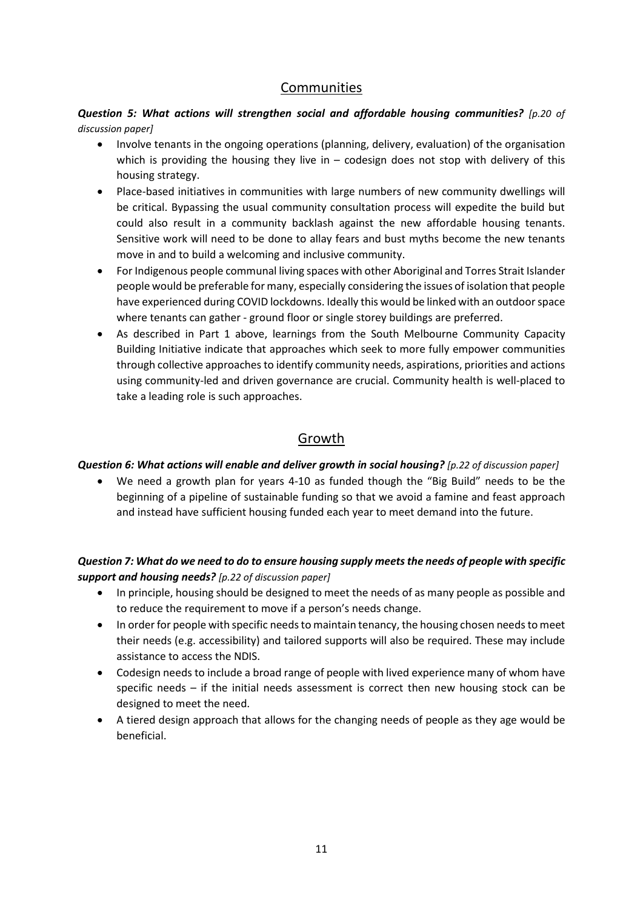## Communities

***Question 5: What actions will strengthen social and affordable housing communities?*** *[p.20 of discussion paper]*

- Involve tenants in the ongoing operations (planning, delivery, evaluation) of the organisation which is providing the housing they live in – codesign does not stop with delivery of this housing strategy.
- Place-based initiatives in communities with large numbers of new community dwellings will be critical. Bypassing the usual community consultation process will expedite the build but could also result in a community backlash against the new affordable housing tenants. Sensitive work will need to be done to allay fears and bust myths become the new tenants move in and to build a welcoming and inclusive community.
- For Indigenous people communal living spaces with other Aboriginal and Torres Strait Islander people would be preferable for many, especially considering the issues of isolation that people have experienced during COVID lockdowns. Ideally this would be linked with an outdoor space where tenants can gather - ground floor or single storey buildings are preferred.
- As described in Part 1 above, learnings from the South Melbourne Community Capacity Building Initiative indicate that approaches which seek to more fully empower communities through collective approaches to identify community needs, aspirations, priorities and actions using community-led and driven governance are crucial. Community health is well-placed to take a leading role is such approaches.

## Growth

***Question 6: What actions will enable and deliver growth in social housing?*** *[p.22 of discussion paper]*

- We need a growth plan for years 4-10 as funded though the "Big Build" needs to be the beginning of a pipeline of sustainable funding so that we avoid a famine and feast approach and instead have sufficient housing funded each year to meet demand into the future.

***Question 7: What do we need to do to ensure housing supply meets the needs of people with specific support and housing needs?*** *[p.22 of discussion paper]*

- In principle, housing should be designed to meet the needs of as many people as possible and to reduce the requirement to move if a person's needs change.
- In order for people with specific needs to maintain tenancy, the housing chosen needs to meet their needs (e.g. accessibility) and tailored supports will also be required. These may include assistance to access the NDIS.
- Codesign needs to include a broad range of people with lived experience many of whom have specific needs – if the initial needs assessment is correct then new housing stock can be designed to meet the need.
- A tiered design approach that allows for the changing needs of people as they age would be beneficial.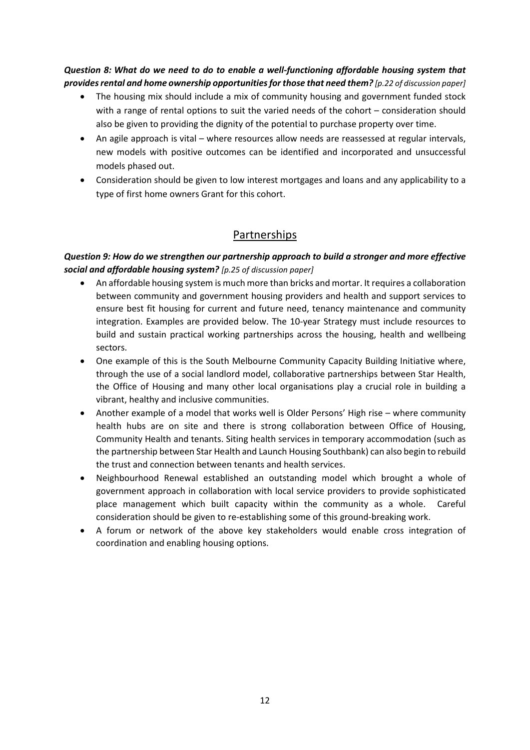***Question 8: What do we need to do to enable a well-functioning affordable housing system that provides rental and home ownership opportunities for those that need them?*** *[p.22 of discussion paper]*

- The housing mix should include a mix of community housing and government funded stock with a range of rental options to suit the varied needs of the cohort – consideration should also be given to providing the dignity of the potential to purchase property over time.
- An agile approach is vital – where resources allow needs are reassessed at regular intervals, new models with positive outcomes can be identified and incorporated and unsuccessful models phased out.
- Consideration should be given to low interest mortgages and loans and any applicability to a type of first home owners Grant for this cohort.

## Partnerships

***Question 9: How do we strengthen our partnership approach to build a stronger and more effective social and affordable housing system?*** *[p.25 of discussion paper]*

- An affordable housing system is much more than bricks and mortar. It requires a collaboration between community and government housing providers and health and support services to ensure best fit housing for current and future need, tenancy maintenance and community integration. Examples are provided below. The 10-year Strategy must include resources to build and sustain practical working partnerships across the housing, health and wellbeing sectors.
- One example of this is the South Melbourne Community Capacity Building Initiative where, through the use of a social landlord model, collaborative partnerships between Star Health, the Office of Housing and many other local organisations play a crucial role in building a vibrant, healthy and inclusive communities.
- Another example of a model that works well is Older Persons' High rise – where community health hubs are on site and there is strong collaboration between Office of Housing, Community Health and tenants. Siting health services in temporary accommodation (such as the partnership between Star Health and Launch Housing Southbank) can also begin to rebuild the trust and connection between tenants and health services.
- Neighbourhood Renewal established an outstanding model which brought a whole of government approach in collaboration with local service providers to provide sophisticated place management which built capacity within the community as a whole. Careful consideration should be given to re-establishing some of this ground-breaking work.
- A forum or network of the above key stakeholders would enable cross integration of coordination and enabling housing options.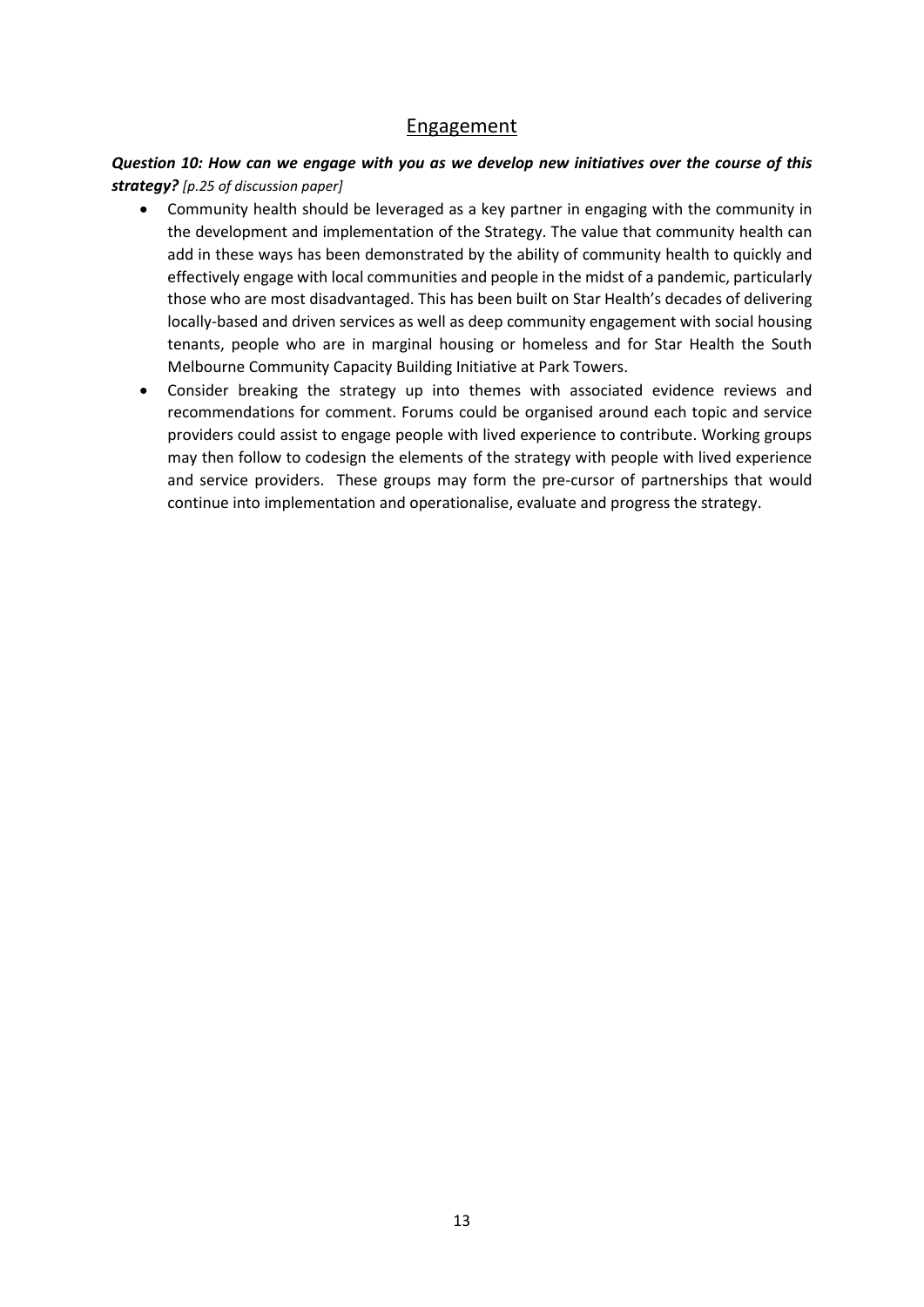## Engagement

***Question 10: How can we engage with you as we develop new initiatives over the course of this strategy?*** *[p.25 of discussion paper]*

- Community health should be leveraged as a key partner in engaging with the community in the development and implementation of the Strategy. The value that community health can add in these ways has been demonstrated by the ability of community health to quickly and effectively engage with local communities and people in the midst of a pandemic, particularly those who are most disadvantaged. This has been built on Star Health's decades of delivering locally-based and driven services as well as deep community engagement with social housing tenants, people who are in marginal housing or homeless and for Star Health the South Melbourne Community Capacity Building Initiative at Park Towers.
- Consider breaking the strategy up into themes with associated evidence reviews and recommendations for comment. Forums could be organised around each topic and service providers could assist to engage people with lived experience to contribute. Working groups may then follow to codesign the elements of the strategy with people with lived experience and service providers. These groups may form the pre-cursor of partnerships that would continue into implementation and operationalise, evaluate and progress the strategy.